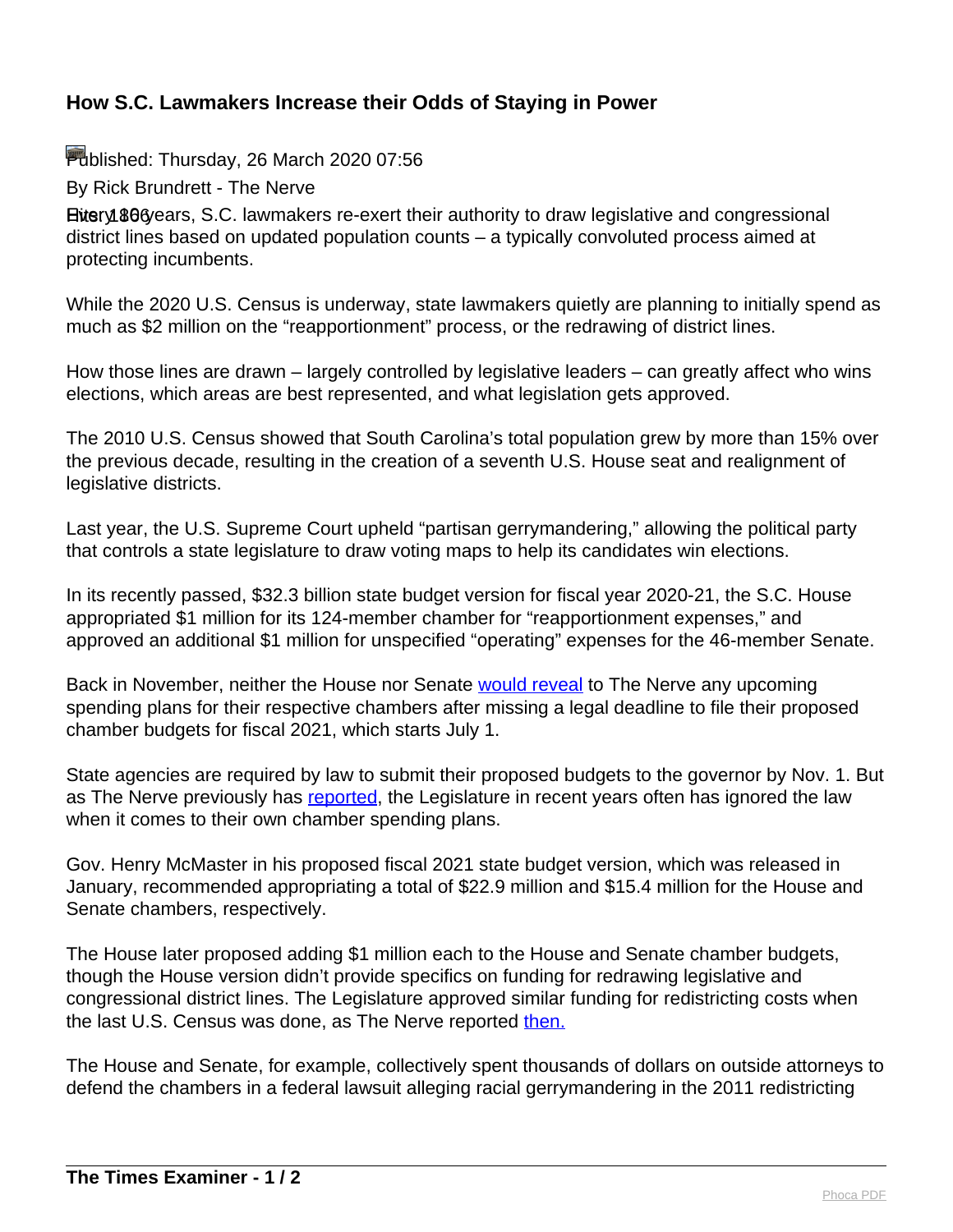# How S.C. Lawmakers Increase their Odds of Staying in Power

Published: Thursday, 26 March 2020 07:56

By Rick Brundrett - The Nerve

Every 10 years, S.C. lawmakers re-exert their authority to draw legislative and congressional district lines based on updated population counts – a typically convoluted process aimed at protecting incumbents.

While the 2020 U.S. Census is underway, state lawmakers quietly are planning to initially spend as much as $2 million on the "reapportionment" process, or the redrawing of district lines.

How those lines are drawn – largely controlled by legislative leaders – can greatly affect who wins elections, which areas are best represented, and what legislation gets approved.

The 2010 U.S. Census showed that South Carolina's total population grew by more than 15% over the previous decade, resulting in the creation of a seventh U.S. House seat and realignment of legislative districts.

Last year, the U.S. Supreme Court upheld "partisan gerrymandering," allowing the political party that controls a state legislature to draw voting maps to help its candidates win elections.

In its recently passed, $32.3 billion state budget version for fiscal year 2020-21, the S.C. House appropriated $1 million for its 124-member chamber for "reapportionment expenses," and approved an additional $1 million for unspecified "operating" expenses for the 46-member Senate.

Back in November, neither the House nor Senate [would reveal] to The Nerve any upcoming spending plans for their respective chambers after missing a legal deadline to file their proposed chamber budgets for fiscal 2021, which starts July 1.

State agencies are required by law to submit their proposed budgets to the governor by Nov. 1. But as The Nerve previously has [reported], the Legislature in recent years often has ignored the law when it comes to their own chamber spending plans.

Gov. Henry McMaster in his proposed fiscal 2021 state budget version, which was released in January, recommended appropriating a total of $22.9 million and $15.4 million for the House and Senate chambers, respectively.

The House later proposed adding $1 million each to the House and Senate chamber budgets, though the House version didn't provide specifics on funding for redrawing legislative and congressional district lines. The Legislature approved similar funding for redistricting costs when the last U.S. Census was done, as The Nerve reported [then.]

The House and Senate, for example, collectively spent thousands of dollars on outside attorneys to defend the chambers in a federal lawsuit alleging racial gerrymandering in the 2011 redistricting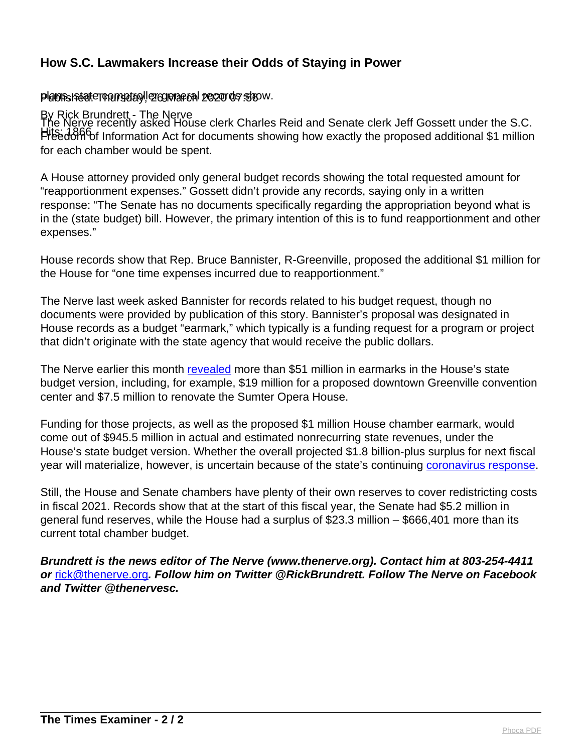plans, state comptroller general records show.

The Nerve recently asked House clerk Charles Reid and Senate clerk Jeff Gossett under the S.C. Freedom of Information Act for documents showing how exactly the proposed additional $1 million for each chamber would be spent.

A House attorney provided only general budget records showing the total requested amount for "reapportionment expenses." Gossett didn't provide any records, saying only in a written response: "The Senate has no documents specifically regarding the appropriation beyond what is in the (state budget) bill. However, the primary intention of this is to fund reapportionment and other expenses."

House records show that Rep. Bruce Bannister, R-Greenville, proposed the additional $1 million for the House for "one time expenses incurred due to reapportionment."

The Nerve last week asked Bannister for records related to his budget request, though no documents were provided by publication of this story. Bannister's proposal was designated in House records as a budget "earmark," which typically is a funding request for a program or project that didn't originate with the state agency that would receive the public dollars.

The Nerve earlier this month revealed more than $51 million in earmarks in the House's state budget version, including, for example, $19 million for a proposed downtown Greenville convention center and $7.5 million to renovate the Sumter Opera House.

Funding for those projects, as well as the proposed $1 million House chamber earmark, would come out of $945.5 million in actual and estimated nonrecurring state revenues, under the House's state budget version. Whether the overall projected $1.8 billion-plus surplus for next fiscal year will materialize, however, is uncertain because of the state's continuing coronavirus response.

Still, the House and Senate chambers have plenty of their own reserves to cover redistricting costs in fiscal 2021. Records show that at the start of this fiscal year, the Senate had $5.2 million in general fund reserves, while the House had a surplus of $23.3 million – $666,401 more than its current total chamber budget.

***Brundrett is the news editor of The Nerve (www.thenerve.org). Contact him at 803-254-4411 or rick@thenerve.org. Follow him on Twitter @RickBrundrett. Follow The Nerve on Facebook and Twitter @thenervesc.***